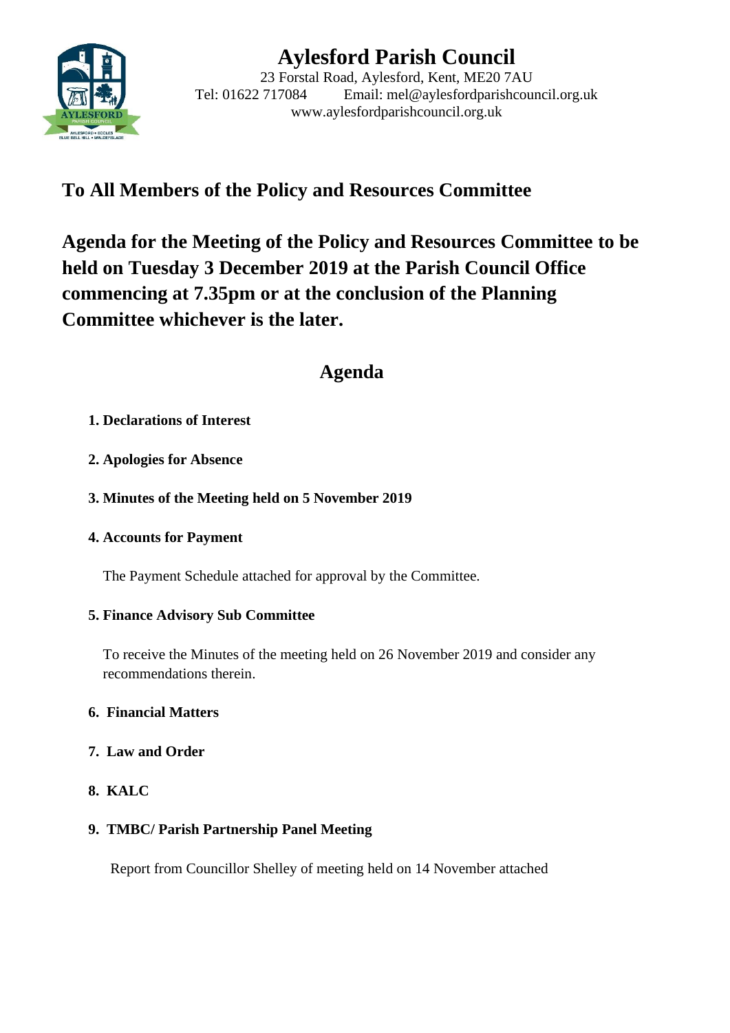# Aylesford Parish Council

23 Forstal Road, Aylesford, Kent, ME20 7AU
Tel: 01622 717084 Email: mel@aylesfordparishcouncil.org.uk
www.aylesfordparishcouncil.org.uk

## To All Members of the Policy and Resources Committee

## Agenda for the Meeting of the Policy and Resources Committee to be held on Tuesday 3 December 2019 at the Parish Council Office commencing at 7.35pm or at the conclusion of the Planning Committee whichever is the later.

## Agenda

**1. Declarations of Interest**

**2. Apologies for Absence**

**3. Minutes of the Meeting held on 5 November 2019**

**4. Accounts for Payment**

The Payment Schedule attached for approval by the Committee.

**5. Finance Advisory Sub Committee**

To receive the Minutes of the meeting held on 26 November 2019 and consider any recommendations therein.

**6. Financial Matters**

**7. Law and Order**

**8. KALC**

**9. TMBC/ Parish Partnership Panel Meeting**

Report from Councillor Shelley of meeting held on 14 November attached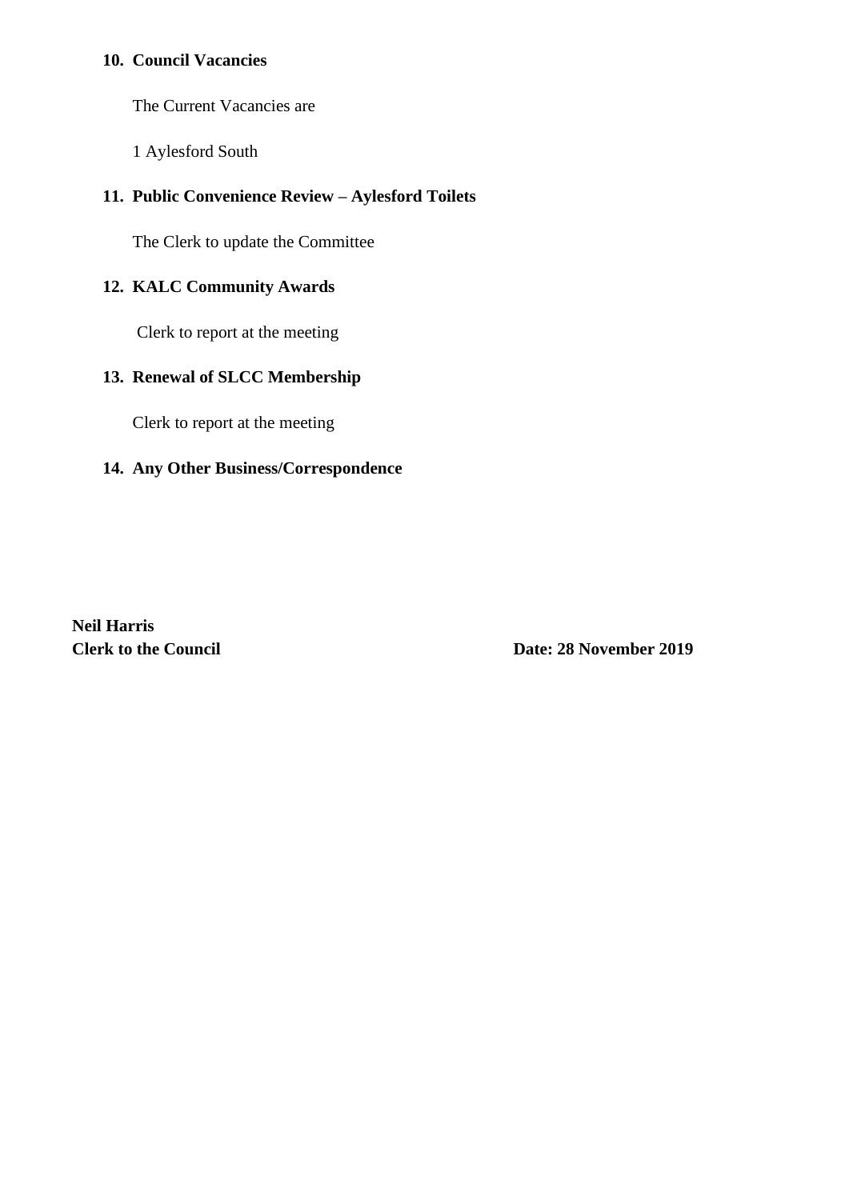**10. Council Vacancies**

The Current Vacancies are

1 Aylesford South

**11. Public Convenience Review – Aylesford Toilets**

The Clerk to update the Committee

**12. KALC Community Awards**

Clerk to report at the meeting

**13. Renewal of SLCC Membership**

Clerk to report at the meeting

**14. Any Other Business/Correspondence**

**Neil Harris**
**Clerk to the Council** **Date: 28 November 2019**